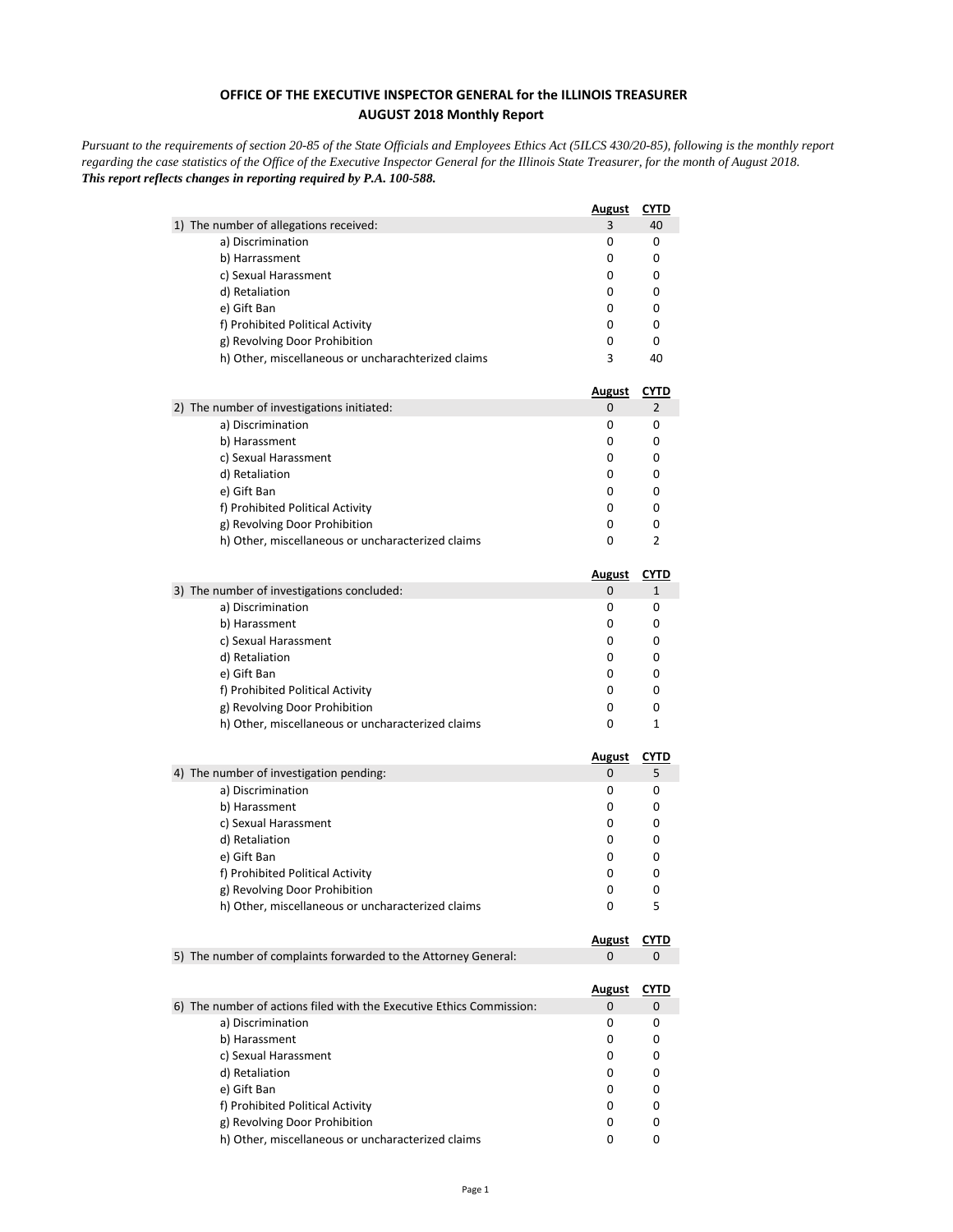## OFFICE OF THE EXECUTIVE INSPECTOR GENERAL for the ILLINOIS TREASURER
## AUGUST 2018 Monthly Report

*Pursuant to the requirements of section 20-85 of the State Officials and Employees Ethics Act (5ILCS 430/20-85), following is the monthly report regarding the case statistics of the Office of the Executive Inspector General for the Illinois State Treasurer, for the month of August 2018.*
***This report reflects changes in reporting required by P.A. 100-588.***

| | August | CYTD |
|---|---|---|
| 1) The number of allegations received: | 3 | 40 |
| a) Discrimination | 0 | 0 |
| b) Harrassment | 0 | 0 |
| c) Sexual Harassment | 0 | 0 |
| d) Retaliation | 0 | 0 |
| e) Gift Ban | 0 | 0 |
| f) Prohibited Political Activity | 0 | 0 |
| g) Revolving Door Prohibition | 0 | 0 |
| h) Other, miscellaneous or uncharachterized claims | 3 | 40 |

| | August | CYTD |
|---|---|---|
| 2) The number of investigations initiated: | 0 | 2 |
| a) Discrimination | 0 | 0 |
| b) Harassment | 0 | 0 |
| c) Sexual Harassment | 0 | 0 |
| d) Retaliation | 0 | 0 |
| e) Gift Ban | 0 | 0 |
| f) Prohibited Political Activity | 0 | 0 |
| g) Revolving Door Prohibition | 0 | 0 |
| h) Other, miscellaneous or uncharacterized claims | 0 | 2 |

| | August | CYTD |
|---|---|---|
| 3) The number of investigations concluded: | 0 | 1 |
| a) Discrimination | 0 | 0 |
| b) Harassment | 0 | 0 |
| c) Sexual Harassment | 0 | 0 |
| d) Retaliation | 0 | 0 |
| e) Gift Ban | 0 | 0 |
| f) Prohibited Political Activity | 0 | 0 |
| g) Revolving Door Prohibition | 0 | 0 |
| h) Other, miscellaneous or uncharacterized claims | 0 | 1 |

| | August | CYTD |
|---|---|---|
| 4) The number of investigation pending: | 0 | 5 |
| a) Discrimination | 0 | 0 |
| b) Harassment | 0 | 0 |
| c) Sexual Harassment | 0 | 0 |
| d) Retaliation | 0 | 0 |
| e) Gift Ban | 0 | 0 |
| f) Prohibited Political Activity | 0 | 0 |
| g) Revolving Door Prohibition | 0 | 0 |
| h) Other, miscellaneous or uncharacterized claims | 0 | 5 |

| | August | CYTD |
|---|---|---|
| 5) The number of complaints forwarded to the Attorney General: | 0 | 0 |

| | August | CYTD |
|---|---|---|
| 6) The number of actions filed with the Executive Ethics Commission: | 0 | 0 |
| a) Discrimination | 0 | 0 |
| b) Harassment | 0 | 0 |
| c) Sexual Harassment | 0 | 0 |
| d) Retaliation | 0 | 0 |
| e) Gift Ban | 0 | 0 |
| f) Prohibited Political Activity | 0 | 0 |
| g) Revolving Door Prohibition | 0 | 0 |
| h) Other, miscellaneous or uncharacterized claims | 0 | 0 |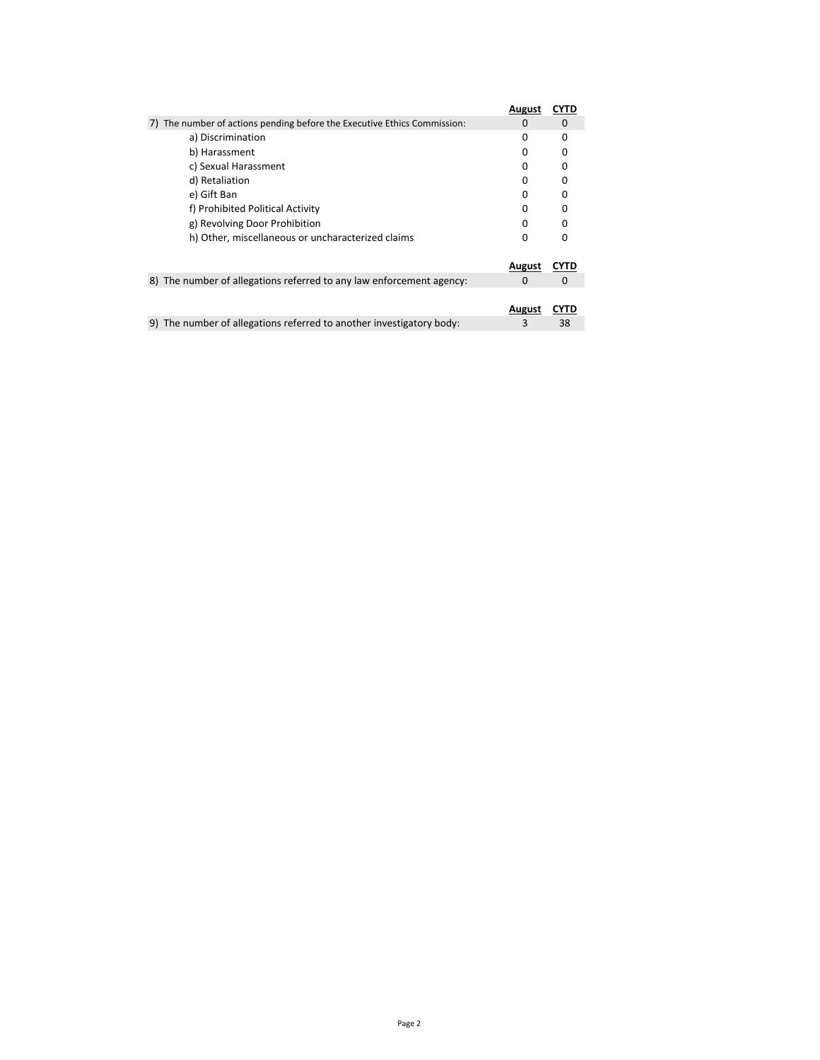| | August | CYTD |
|---|---|---|
| 7) The number of actions pending before the Executive Ethics Commission: | 0 | 0 |
| a) Discrimination | 0 | 0 |
| b) Harassment | 0 | 0 |
| c) Sexual Harassment | 0 | 0 |
| d) Retaliation | 0 | 0 |
| e) Gift Ban | 0 | 0 |
| f) Prohibited Political Activity | 0 | 0 |
| g) Revolving Door Prohibition | 0 | 0 |
| h) Other, miscellaneous or uncharacterized claims | 0 | 0 |

| | August | CYTD |
|---|---|---|
| 8) The number of allegations referred to any law enforcement agency: | 0 | 0 |

| | August | CYTD |
|---|---|---|
| 9) The number of allegations referred to another investigatory body: | 3 | 38 |